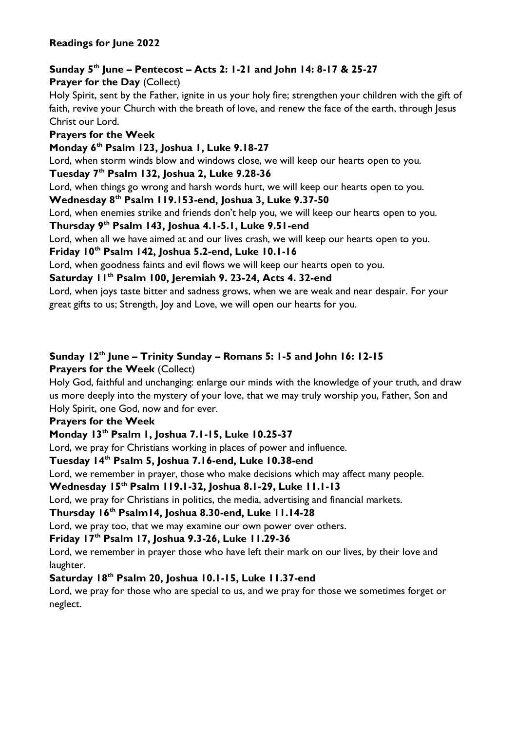**Readings for June 2022**

**Sunday 5th June – Pentecost – Acts 2: 1-21 and John 14: 8-17 & 25-27**

**Prayer for the Day** (Collect)

Holy Spirit, sent by the Father, ignite in us your holy fire; strengthen your children with the gift of faith, revive your Church with the breath of love, and renew the face of the earth, through Jesus Christ our Lord.

**Prayers for the Week**

**Monday 6th Psalm 123, Joshua 1, Luke 9.18-27**

Lord, when storm winds blow and windows close, we will keep our hearts open to you.

**Tuesday 7th Psalm 132, Joshua 2, Luke 9.28-36**

Lord, when things go wrong and harsh words hurt, we will keep our hearts open to you.

**Wednesday 8th Psalm 119.153-end, Joshua 3, Luke 9.37-50**

Lord, when enemies strike and friends don't help you, we will keep our hearts open to you.

**Thursday 9th Psalm 143, Joshua 4.1-5.1, Luke 9.51-end**

Lord, when all we have aimed at and our lives crash, we will keep our hearts open to you.

**Friday 10th Psalm 142, Joshua 5.2-end, Luke 10.1-16**

Lord, when goodness faints and evil flows we will keep our hearts open to you.

**Saturday 11th Psalm 100, Jeremiah 9. 23-24, Acts 4. 32-end**

Lord, when joys taste bitter and sadness grows, when we are weak and near despair. For your great gifts to us; Strength, Joy and Love, we will open our hearts for you.

**Sunday 12th June – Trinity Sunday – Romans 5: 1-5 and John 16: 12-15**

**Prayers for the Week** (Collect)

Holy God, faithful and unchanging: enlarge our minds with the knowledge of your truth, and draw us more deeply into the mystery of your love, that we may truly worship you, Father, Son and Holy Spirit, one God, now and for ever.

**Prayers for the Week**

**Monday 13th Psalm 1, Joshua 7.1-15, Luke 10.25-37**

Lord, we pray for Christians working in places of power and influence.

**Tuesday 14th Psalm 5, Joshua 7.16-end, Luke 10.38-end**

Lord, we remember in prayer, those who make decisions which may affect many people.

**Wednesday 15th Psalm 119.1-32, Joshua 8.1-29, Luke 11.1-13**

Lord, we pray for Christians in politics, the media, advertising and financial markets.

**Thursday 16th Psalm14, Joshua 8.30-end, Luke 11.14-28**

Lord, we pray too, that we may examine our own power over others.

**Friday 17th Psalm 17, Joshua 9.3-26, Luke 11.29-36**

Lord, we remember in prayer those who have left their mark on our lives, by their love and laughter.

**Saturday 18th Psalm 20, Joshua 10.1-15, Luke 11.37-end**

Lord, we pray for those who are special to us, and we pray for those we sometimes forget or neglect.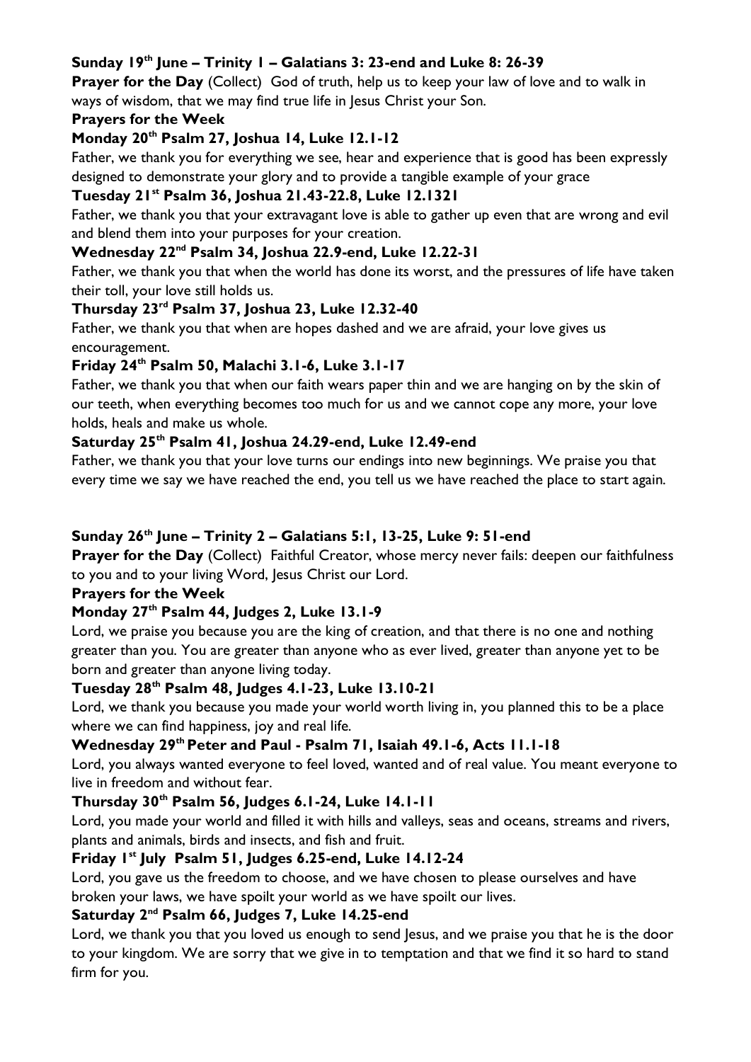**Sunday 19th June – Trinity 1 – Galatians 3: 23-end and Luke 8: 26-39**

**Prayer for the Day** (Collect) God of truth, help us to keep your law of love and to walk in ways of wisdom, that we may find true life in Jesus Christ your Son.

**Prayers for the Week**

**Monday 20th Psalm 27, Joshua 14, Luke 12.1-12**

Father, we thank you for everything we see, hear and experience that is good has been expressly designed to demonstrate your glory and to provide a tangible example of your grace

**Tuesday 21st Psalm 36, Joshua 21.43-22.8, Luke 12.1321**

Father, we thank you that your extravagant love is able to gather up even that are wrong and evil and blend them into your purposes for your creation.

**Wednesday 22nd Psalm 34, Joshua 22.9-end, Luke 12.22-31**

Father, we thank you that when the world has done its worst, and the pressures of life have taken their toll, your love still holds us.

**Thursday 23rd Psalm 37, Joshua 23, Luke 12.32-40**

Father, we thank you that when are hopes dashed and we are afraid, your love gives us encouragement.

**Friday 24th Psalm 50, Malachi 3.1-6, Luke 3.1-17**

Father, we thank you that when our faith wears paper thin and we are hanging on by the skin of our teeth, when everything becomes too much for us and we cannot cope any more, your love holds, heals and make us whole.

**Saturday 25th Psalm 41, Joshua 24.29-end, Luke 12.49-end**

Father, we thank you that your love turns our endings into new beginnings. We praise you that every time we say we have reached the end, you tell us we have reached the place to start again.

**Sunday 26th June – Trinity 2 – Galatians 5:1, 13-25, Luke 9: 51-end**

**Prayer for the Day** (Collect) Faithful Creator, whose mercy never fails: deepen our faithfulness to you and to your living Word, Jesus Christ our Lord.

**Prayers for the Week**

**Monday 27th Psalm 44, Judges 2, Luke 13.1-9**

Lord, we praise you because you are the king of creation, and that there is no one and nothing greater than you. You are greater than anyone who as ever lived, greater than anyone yet to be born and greater than anyone living today.

**Tuesday 28th Psalm 48, Judges 4.1-23, Luke 13.10-21**

Lord, we thank you because you made your world worth living in, you planned this to be a place where we can find happiness, joy and real life.

**Wednesday 29th Peter and Paul - Psalm 71, Isaiah 49.1-6, Acts 11.1-18**

Lord, you always wanted everyone to feel loved, wanted and of real value. You meant everyone to live in freedom and without fear.

**Thursday 30th Psalm 56, Judges 6.1-24, Luke 14.1-11**

Lord, you made your world and filled it with hills and valleys, seas and oceans, streams and rivers, plants and animals, birds and insects, and fish and fruit.

**Friday 1st July Psalm 51, Judges 6.25-end, Luke 14.12-24**

Lord, you gave us the freedom to choose, and we have chosen to please ourselves and have broken your laws, we have spoilt your world as we have spoilt our lives.

**Saturday 2nd Psalm 66, Judges 7, Luke 14.25-end**

Lord, we thank you that you loved us enough to send Jesus, and we praise you that he is the door to your kingdom. We are sorry that we give in to temptation and that we find it so hard to stand firm for you.